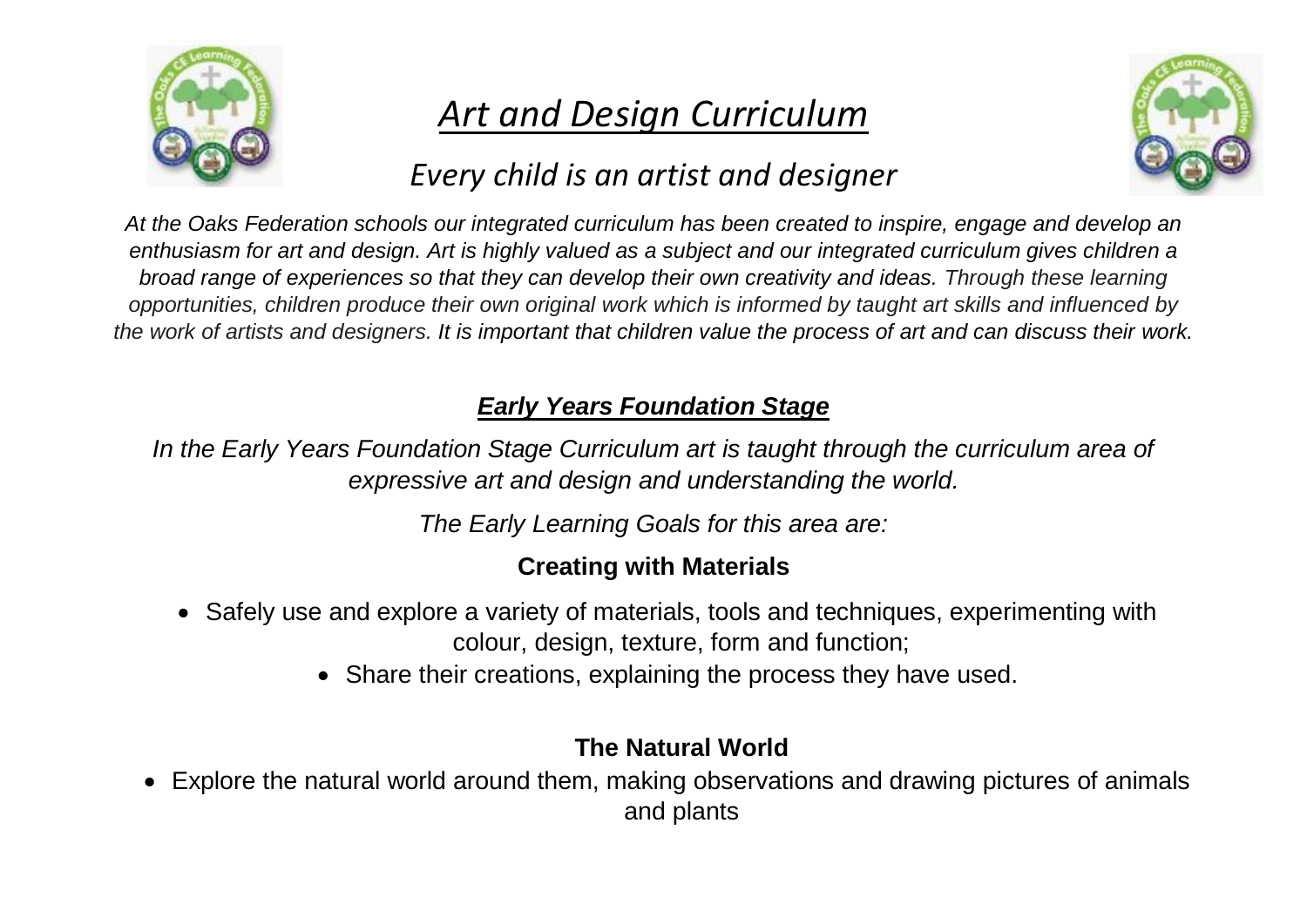# *Art and Design Curriculum*

## *Every child is an artist and designer*

*At the Oaks Federation schools our integrated curriculum has been created to inspire, engage and develop an enthusiasm for art and design. Art is highly valued as a subject and our integrated curriculum gives children a broad range of experiences so that they can develop their own creativity and ideas. Through these learning opportunities, children produce their own original work which is informed by taught art skills and influenced by the work of artists and designers. It is important that children value the process of art and can discuss their work.*

### ***Early Years Foundation Stage***

*In the Early Years Foundation Stage Curriculum art is taught through the curriculum area of expressive art and design and understanding the world.*

*The Early Learning Goals for this area are:*

**Creating with Materials**

- Safely use and explore a variety of materials, tools and techniques, experimenting with colour, design, texture, form and function;
- Share their creations, explaining the process they have used.

**The Natural World**

- Explore the natural world around them, making observations and drawing pictures of animals and plants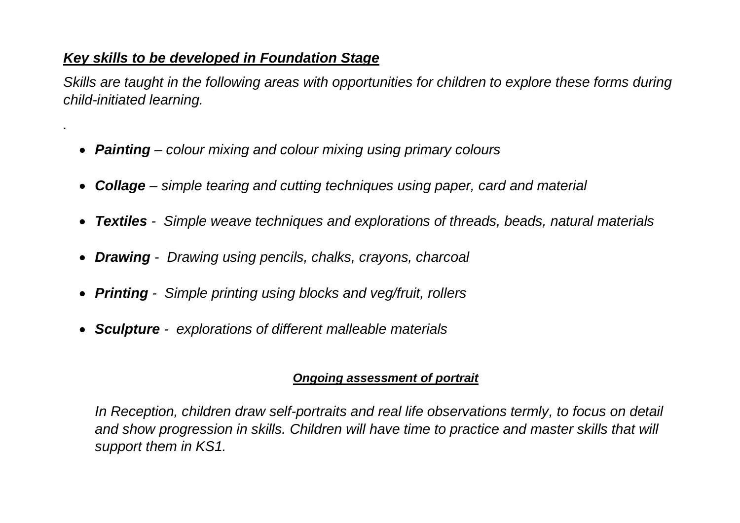## ***Key skills to be developed in Foundation Stage***

*Skills are taught in the following areas with opportunities for children to explore these forms during child-initiated learning.*

*.*

- ***Painting** – colour mixing and colour mixing using primary colours*
- ***Collage** – simple tearing and cutting techniques using paper, card and material*
- ***Textiles** - Simple weave techniques and explorations of threads, beads, natural materials*
- ***Drawing** - Drawing using pencils, chalks, crayons, charcoal*
- ***Printing** - Simple printing using blocks and veg/fruit, rollers*
- ***Sculpture** - explorations of different malleable materials*

### ***Ongoing assessment of portrait***

*In Reception, children draw self-portraits and real life observations termly, to focus on detail and show progression in skills. Children will have time to practice and master skills that will support them in KS1.*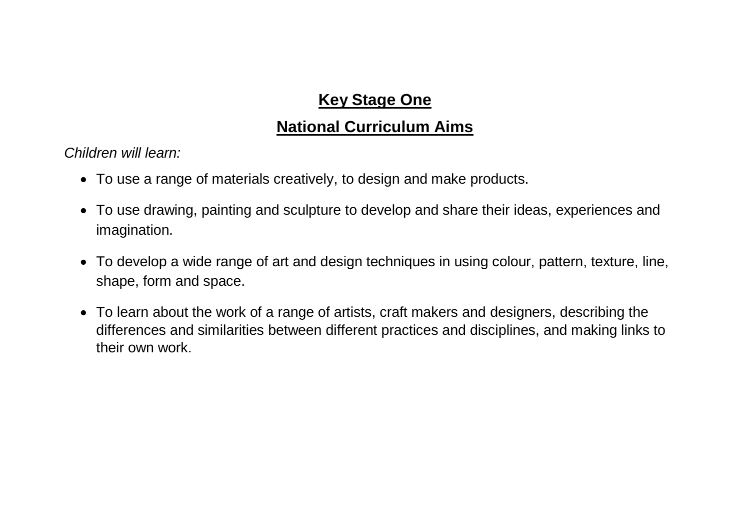## **Key Stage One**

## **National Curriculum Aims**

*Children will learn:*

- To use a range of materials creatively, to design and make products.
- To use drawing, painting and sculpture to develop and share their ideas, experiences and imagination.
- To develop a wide range of art and design techniques in using colour, pattern, texture, line, shape, form and space.
- To learn about the work of a range of artists, craft makers and designers, describing the differences and similarities between different practices and disciplines, and making links to their own work.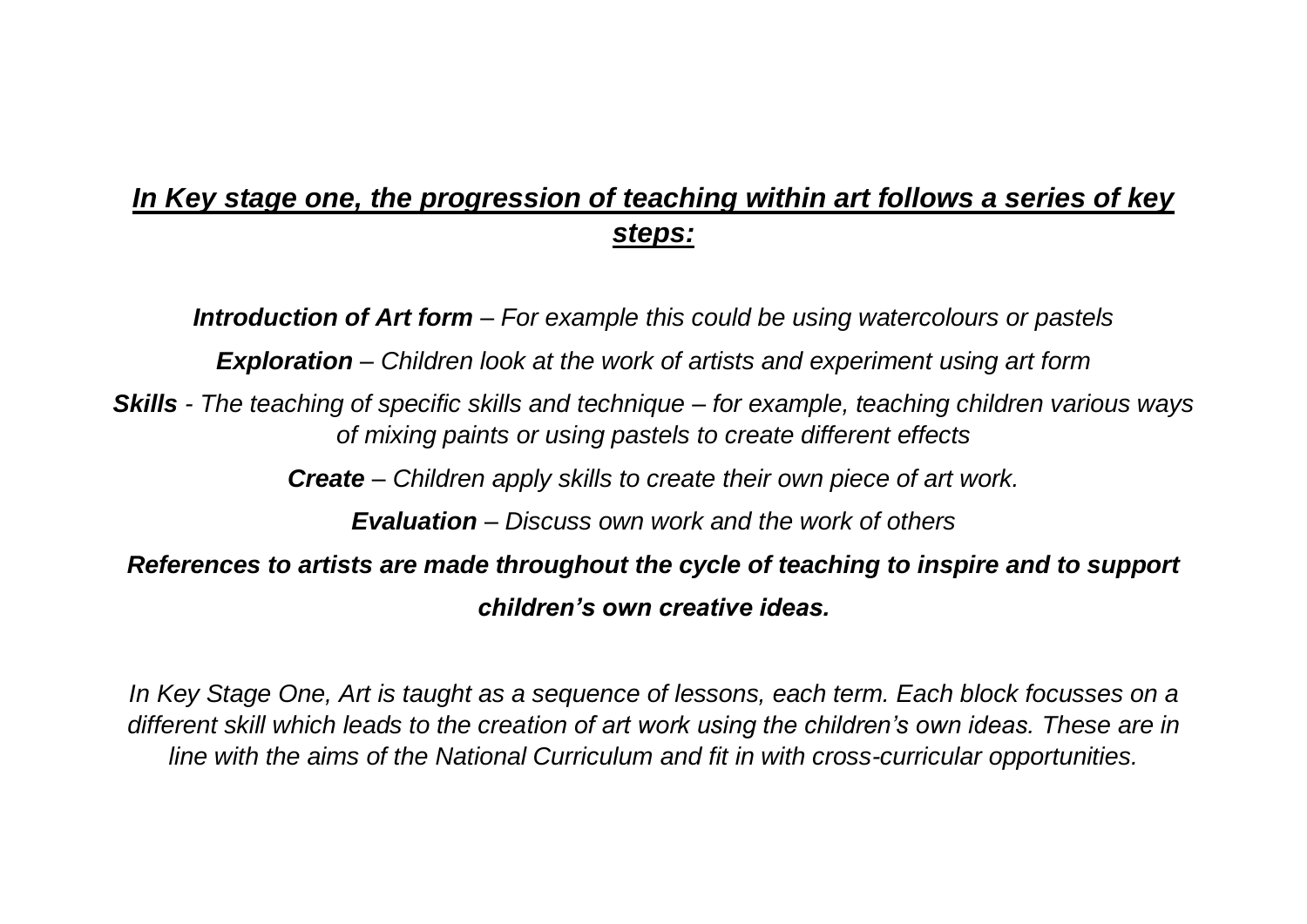## *In Key stage one, the progression of teaching within art follows a series of key steps:*

***Introduction of Art form*** *– For example this could be using watercolours or pastels*

***Exploration*** *– Children look at the work of artists and experiment using art form*

***Skills*** *- The teaching of specific skills and technique – for example, teaching children various ways of mixing paints or using pastels to create different effects*

***Create*** *– Children apply skills to create their own piece of art work.*

***Evaluation*** *– Discuss own work and the work of others*

***References to artists are made throughout the cycle of teaching to inspire and to support children's own creative ideas.***

*In Key Stage One, Art is taught as a sequence of lessons, each term. Each block focusses on a different skill which leads to the creation of art work using the children's own ideas. These are in line with the aims of the National Curriculum and fit in with cross-curricular opportunities.*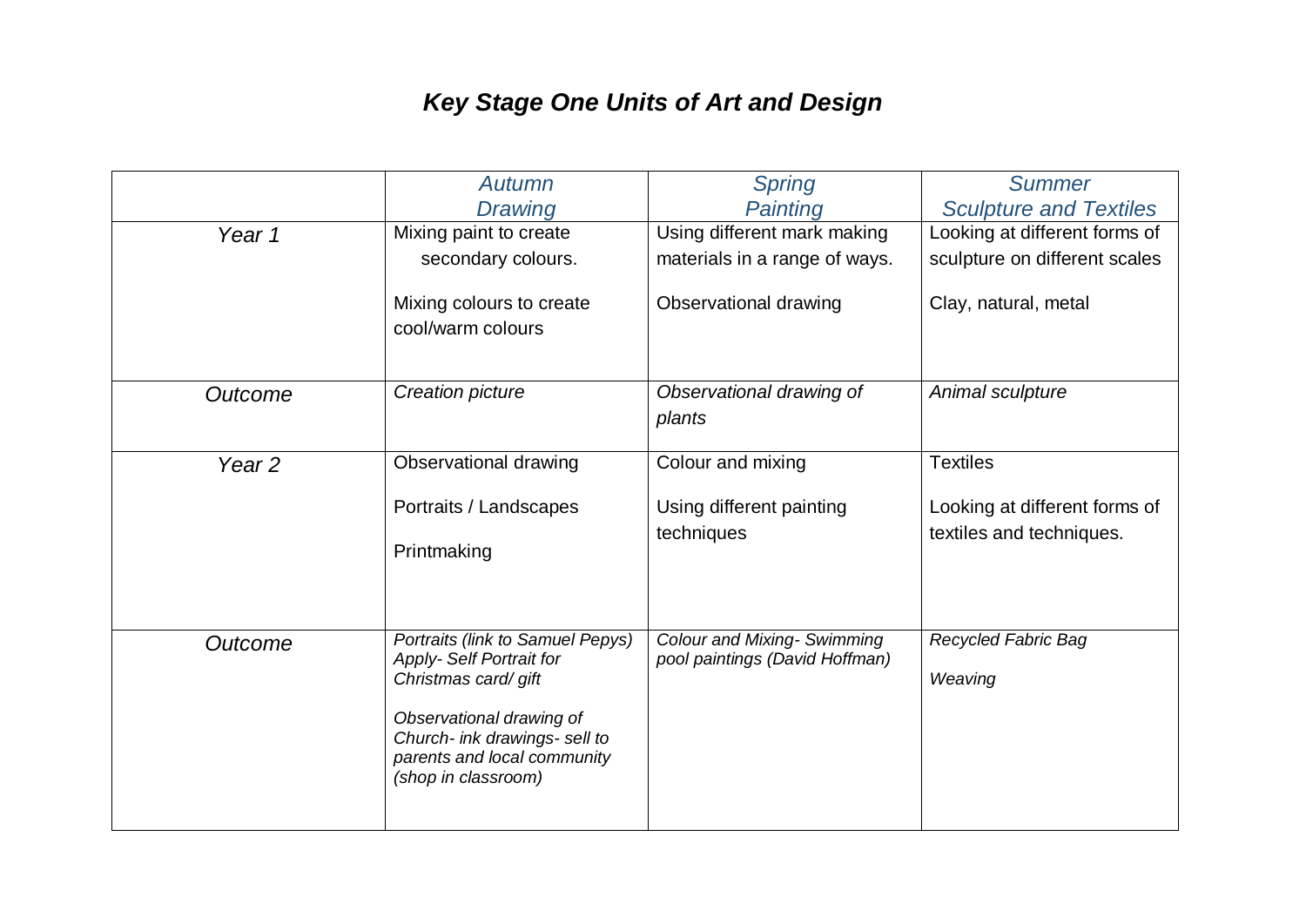# *Key Stage One Units of Art and Design*

| | *Autumn*<br>*Drawing* | *Spring*<br>*Painting* | *Summer*<br>*Sculpture and Textiles* |
|---|---|---|---|
| *Year 1* | Mixing paint to create secondary colours.<br><br>Mixing colours to create cool/warm colours | Using different mark making materials in a range of ways.<br><br>Observational drawing | Looking at different forms of sculpture on different scales<br><br>Clay, natural, metal |
| *Outcome* | *Creation picture* | *Observational drawing of plants* | *Animal sculpture* |
| *Year 2* | Observational drawing<br><br>Portraits / Landscapes<br><br>Printmaking | Colour and mixing<br><br>Using different painting techniques | Textiles<br><br>Looking at different forms of textiles and techniques. |
| *Outcome* | *Portraits (link to Samuel Pepys) Apply- Self Portrait for Christmas card/ gift*<br><br>*Observational drawing of Church- ink drawings- sell to parents and local community (shop in classroom)* | *Colour and Mixing- Swimming pool paintings (David Hoffman)* | *Recycled Fabric Bag*<br><br>*Weaving* |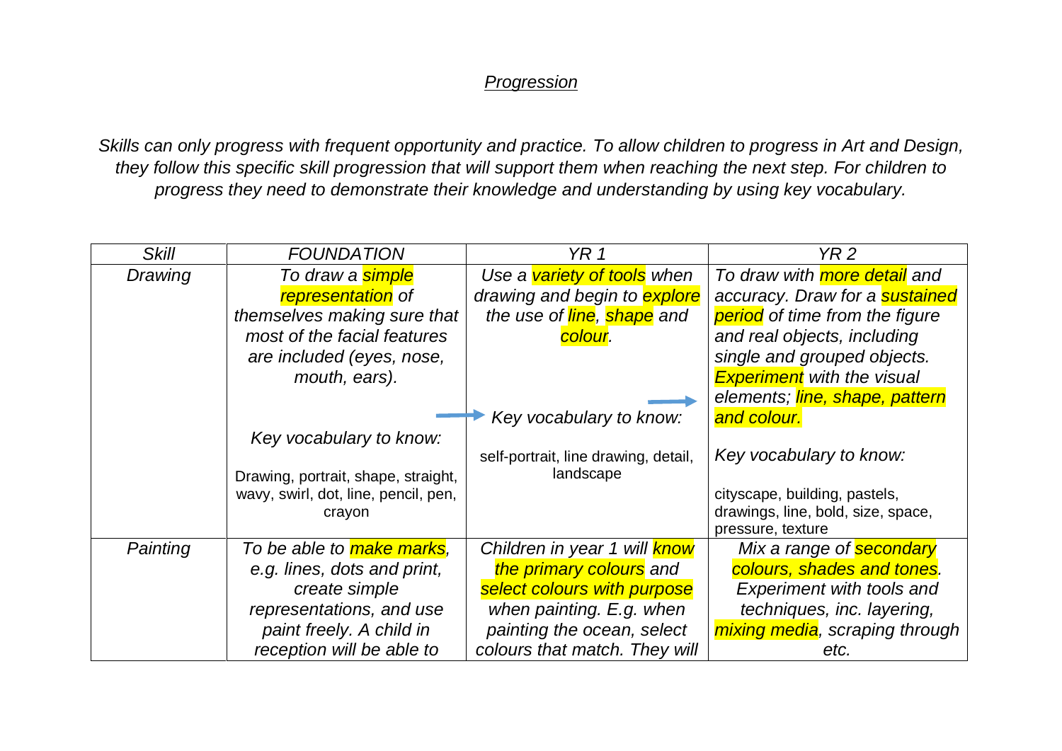## *Progression*

*Skills can only progress with frequent opportunity and practice. To allow children to progress in Art and Design, they follow this specific skill progression that will support them when reaching the next step. For children to progress they need to demonstrate their knowledge and understanding by using key vocabulary.*

| *Skill* | *FOUNDATION* | *YR 1* | *YR 2* |
|---|---|---|---|
| *Drawing* | *To draw a simple representation of themselves making sure that most of the facial features are included (eyes, nose, mouth, ears).*<br><br>*Key vocabulary to know:*<br><br>Drawing, portrait, shape, straight, wavy, swirl, dot, line, pencil, pen, crayon | *Use a variety of tools when drawing and begin to explore the use of line, shape and colour.*<br><br>*Key vocabulary to know:*<br><br>self-portrait, line drawing, detail, landscape | *To draw with more detail and accuracy. Draw for a sustained period of time from the figure and real objects, including single and grouped objects. Experiment with the visual elements; line, shape, pattern and colour.*<br><br>*Key vocabulary to know:*<br><br>cityscape, building, pastels, drawings, line, bold, size, space, pressure, texture |
| *Painting* | *To be able to make marks, e.g. lines, dots and print, create simple representations, and use paint freely. A child in reception will be able to* | *Children in year 1 will know the primary colours and select colours with purpose when painting. E.g. when painting the ocean, select colours that match. They will* | *Mix a range of secondary colours, shades and tones. Experiment with tools and techniques, inc. layering, mixing media, scraping through etc.* |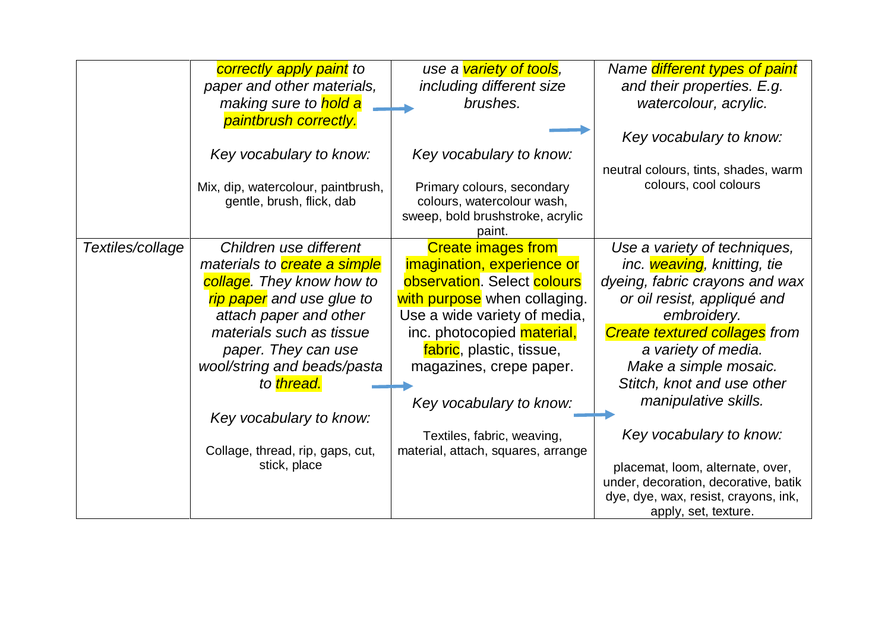| | | | |
|---|---|---|---|
| | *correctly apply paint to paper and other materials, making sure to hold a paintbrush correctly.*<br><br>*Key vocabulary to know:*<br><br>Mix, dip, watercolour, paintbrush, gentle, brush, flick, dab | *use a variety of tools, including different size brushes.*<br><br>*Key vocabulary to know:*<br><br>Primary colours, secondary colours, watercolour wash, sweep, bold brushstroke, acrylic paint. | *Name different types of paint and their properties. E.g. watercolour, acrylic.*<br><br>*Key vocabulary to know:*<br><br>neutral colours, tints, shades, warm colours, cool colours |
| *Textiles/collage* | *Children use different materials to create a simple collage. They know how to rip paper and use glue to attach paper and other materials such as tissue paper. They can use wool/string and beads/pasta to thread.*<br><br>*Key vocabulary to know:*<br><br>Collage, thread, rip, gaps, cut, stick, place | Create images from imagination, experience or observation. Select colours with purpose when collaging. Use a wide variety of media, inc. photocopied material, fabric, plastic, tissue, magazines, crepe paper.<br><br>*Key vocabulary to know:*<br><br>Textiles, fabric, weaving, material, attach, squares, arrange | *Use a variety of techniques, inc. weaving, knitting, tie dyeing, fabric crayons and wax or oil resist, appliqué and embroidery.*<br>*Create textured collages from a variety of media.*<br>*Make a simple mosaic.*<br>*Stitch, knot and use other manipulative skills.*<br><br>*Key vocabulary to know:*<br><br>placemat, loom, alternate, over, under, decoration, decorative, batik dye, dye, wax, resist, crayons, ink, apply, set, texture. |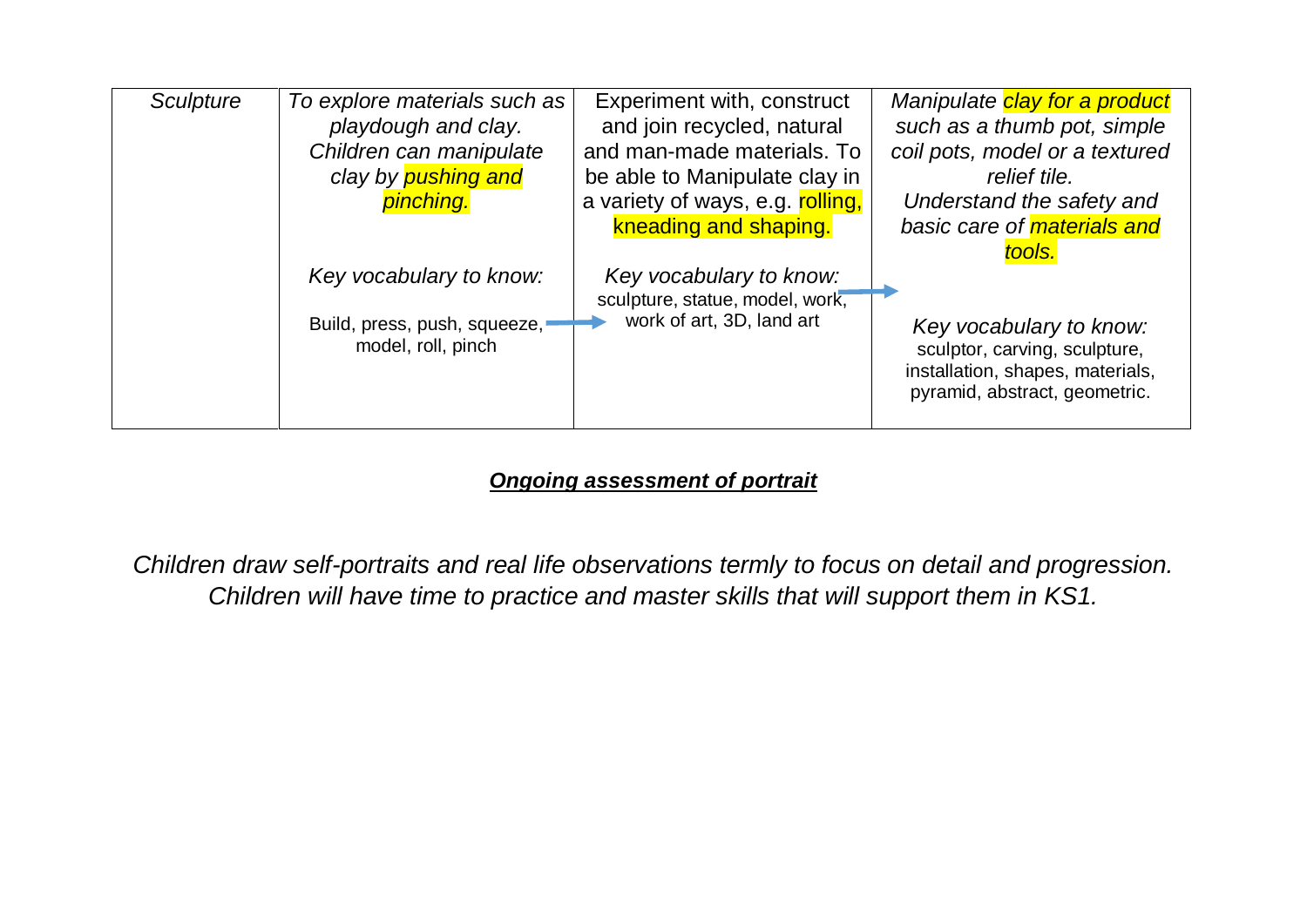| | | | |
|---|---|---|---|
| *Sculpture* | *To explore materials such as playdough and clay. Children can manipulate clay by pushing and pinching.*<br><br>*Key vocabulary to know:*<br><br>Build, press, push, squeeze, model, roll, pinch | Experiment with, construct and join recycled, natural and man-made materials. To be able to Manipulate clay in a variety of ways, e.g. rolling, kneading and shaping.<br><br>*Key vocabulary to know:*<br>sculpture, statue, model, work, work of art, 3D, land art | *Manipulate clay for a product such as a thumb pot, simple coil pots, model or a textured relief tile.*<br>*Understand the safety and basic care of materials and tools.*<br><br>*Key vocabulary to know:*<br>sculptor, carving, sculpture, installation, shapes, materials, pyramid, abstract, geometric. |

***Ongoing assessment of portrait***

*Children draw self-portraits and real life observations termly to focus on detail and progression. Children will have time to practice and master skills that will support them in KS1.*